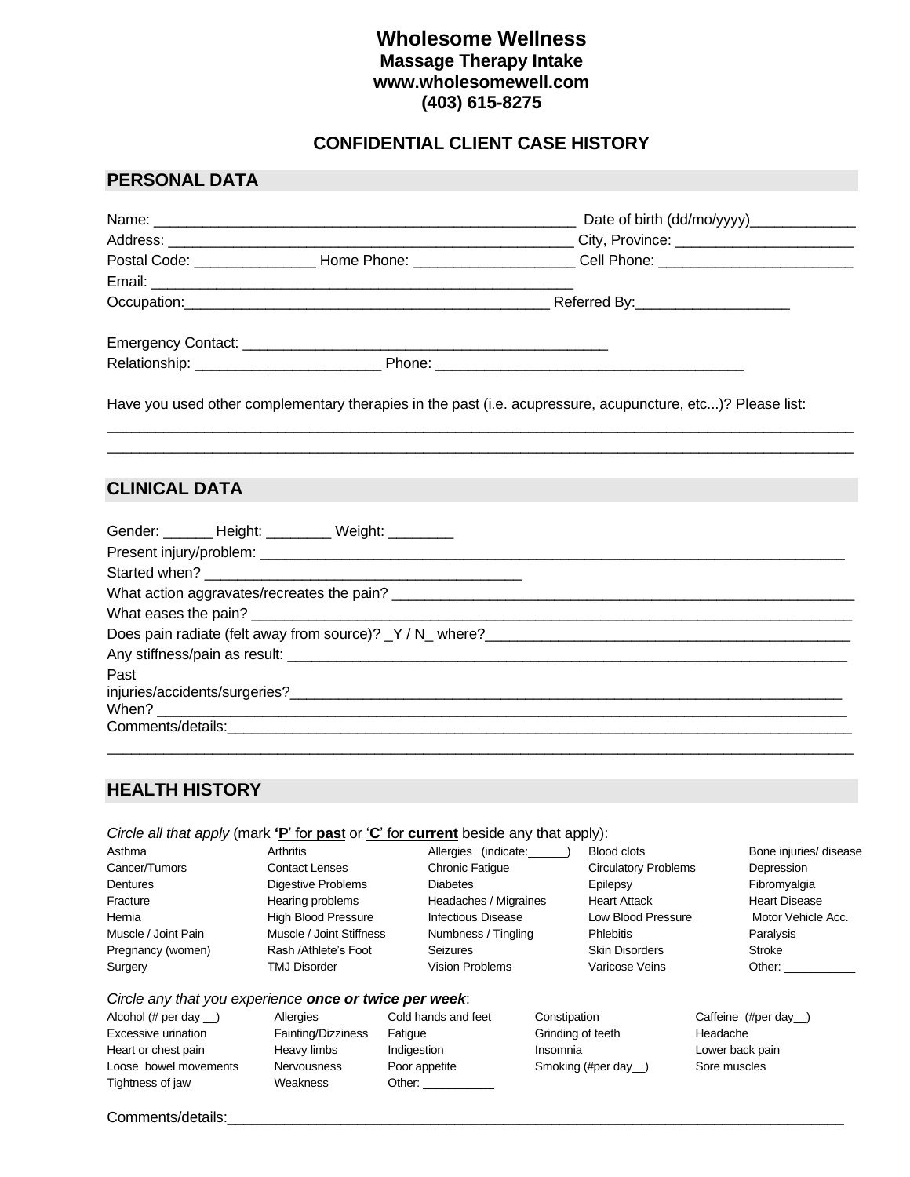# Wholesome Wellness

### Massage Therapy Intake

### www.wholesomewell.com

### (403) 615-8275

## CONFIDENTIAL CLIENT CASE HISTORY

## PERSONAL DATA

Name: ____________________________________________________ Date of birth (dd/mo/yyyy)_____________

Address: __________________________________________________ City, Province: _____________________

Postal Code: _______________ Home Phone: ___________________ Cell Phone: _______________________

Email: ____________________________________________________

Occupation:_____________________________________________ Referred By:__________________

Emergency Contact: ___________________________________________

Relationship: ______________________ Phone: ____________________________________

Have you used other complementary therapies in the past (i.e. acupressure, acupuncture, etc...)? Please list:

______________________________________________________________________________________________

______________________________________________________________________________________________

## CLINICAL DATA

Gender: ______ Height: ________ Weight: ________

Present injury/problem: ________________________________________________________________________

Started when? _______________________________________

What action aggravates/recreates the pain? _____________________________________________________

What eases the pain? __________________________________________________________________________

Does pain radiate (felt away from source)? _Y / N_ where?_____________________________________________

Any stiffness/pain as result: ____________________________________________________________________

Past injuries/accidents/surgeries?_________________________________________________________________

When? ______________________________________________________________________________________

Comments/details:_____________________________________________________________________________

______________________________________________________________________________________________

## HEALTH HISTORY

*Circle all that apply* (mark **'P'** for **pas**t or '**C**' for **current** beside any that apply):

| | | | | |
|---|---|---|---|---|
| Asthma | Arthritis | Allergies (indicate:______) | Blood clots | Bone injuries/ disease |
| Cancer/Tumors | Contact Lenses | Chronic Fatigue | Circulatory Problems | Depression |
| Dentures | Digestive Problems | Diabetes | Epilepsy | Fibromyalgia |
| Fracture | Hearing problems | Headaches / Migraines | Heart Attack | Heart Disease |
| Hernia | High Blood Pressure | Infectious Disease | Low Blood Pressure | Motor Vehicle Acc. |
| Muscle / Joint Pain | Muscle / Joint Stiffness | Numbness / Tingling | Phlebitis | Paralysis |
| Pregnancy (women) | Rash /Athlete's Foot | Seizures | Skin Disorders | Stroke |
| Surgery | TMJ Disorder | Vision Problems | Varicose Veins | Other: ___________ |

*Circle any that you experience **once or twice per week***:

| | | | | |
|---|---|---|---|---|
| Alcohol (# per day __) | Allergies | Cold hands and feet | Constipation | Caffeine (#per day__) |
| Excessive urination | Fainting/Dizziness | Fatigue | Grinding of teeth | Headache |
| Heart or chest pain | Heavy limbs | Indigestion | Insomnia | Lower back pain |
| Loose bowel movements | Nervousness | Poor appetite | Smoking (#per day__) | Sore muscles |
| Tightness of jaw | Weakness | Other: ___________ | | |

Comments/details:_____________________________________________________________________________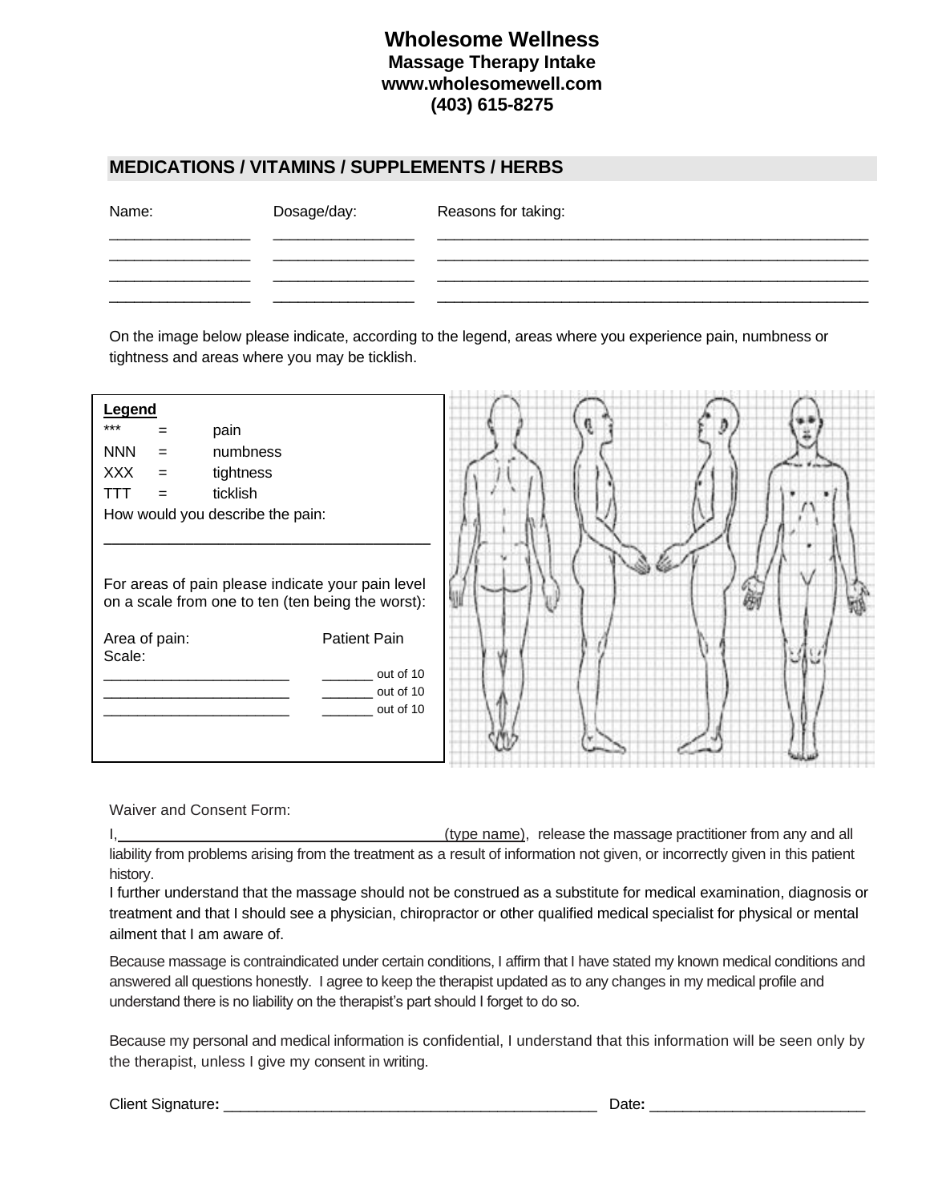# Wholesome Wellness

**Massage Therapy Intake**
**www.wholesomewell.com**
**(403) 615-8275**

## MEDICATIONS / VITAMINS / SUPPLEMENTS / HERBS

| Name: | Dosage/day: | Reasons for taking: |
|---|---|---|
| ________________ | ________________ | ________________________________________________ |
| ________________ | ________________ | ________________________________________________ |
| ________________ | ________________ | ________________________________________________ |
| ________________ | ________________ | ________________________________________________ |

On the image below please indicate, according to the legend, areas where you experience pain, numbness or tightness and areas where you may be ticklish.

**Legend**

| | | |
|---|---|---|
| *** | = | pain |
| NNN | = | numbness |
| XXX | = | tightness |
| TTT | = | ticklish |

How would you describe the pain:

____________________________________

For areas of pain please indicate your pain level on a scale from one to ten (ten being the worst):

| Area of pain: | Patient Pain Scale: |
|---|---|
| ______________________ | ______ out of 10 |
| ______________________ | ______ out of 10 |
| ______________________ | ______ out of 10 |

Waiver and Consent Form:

I, ____________________________________ (type name), release the massage practitioner from any and all liability from problems arising from the treatment as a result of information not given, or incorrectly given in this patient history.

I further understand that the massage should not be construed as a substitute for medical examination, diagnosis or treatment and that I should see a physician, chiropractor or other qualified medical specialist for physical or mental ailment that I am aware of.

Because massage is contraindicated under certain conditions, I affirm that I have stated my known medical conditions and answered all questions honestly. I agree to keep the therapist updated as to any changes in my medical profile and understand there is no liability on the therapist's part should I forget to do so.

Because my personal and medical information is confidential, I understand that this information will be seen only by the therapist, unless I give my consent in writing.

Client Signature: ____________________________________________ Date: ________________________